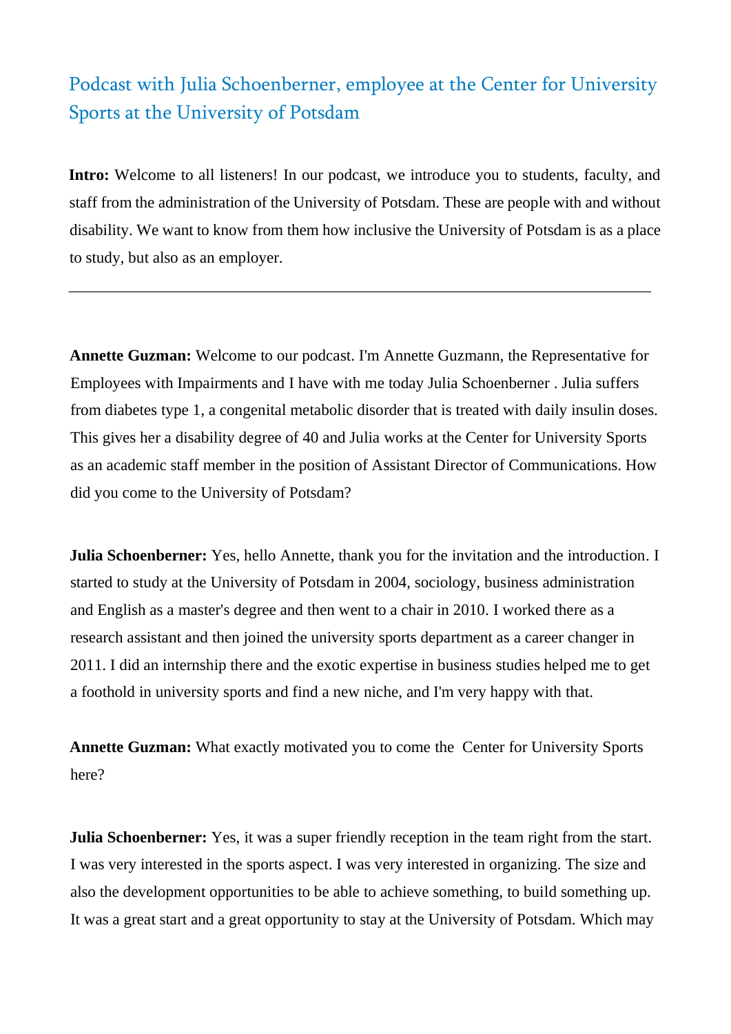# Podcast with Julia Schoenberner, employee at the Center for University Sports at the University of Potsdam

**Intro:** Welcome to all listeners! In our podcast, we introduce you to students, faculty, and staff from the administration of the University of Potsdam. These are people with and without disability. We want to know from them how inclusive the University of Potsdam is as a place to study, but also as an employer.

---

**Annette Guzman:** Welcome to our podcast. I'm Annette Guzmann, the Representative for Employees with Impairments and I have with me today Julia Schoenberner . Julia suffers from diabetes type 1, a congenital metabolic disorder that is treated with daily insulin doses. This gives her a disability degree of 40 and Julia works at the Center for University Sports as an academic staff member in the position of Assistant Director of Communications. How did you come to the University of Potsdam?

**Julia Schoenberner:** Yes, hello Annette, thank you for the invitation and the introduction. I started to study at the University of Potsdam in 2004, sociology, business administration and English as a master's degree and then went to a chair in 2010. I worked there as a research assistant and then joined the university sports department as a career changer in 2011. I did an internship there and the exotic expertise in business studies helped me to get a foothold in university sports and find a new niche, and I'm very happy with that.

**Annette Guzman:** What exactly motivated you to come the  Center for University Sports here?

**Julia Schoenberner:** Yes, it was a super friendly reception in the team right from the start. I was very interested in the sports aspect. I was very interested in organizing. The size and also the development opportunities to be able to achieve something, to build something up. It was a great start and a great opportunity to stay at the University of Potsdam. Which may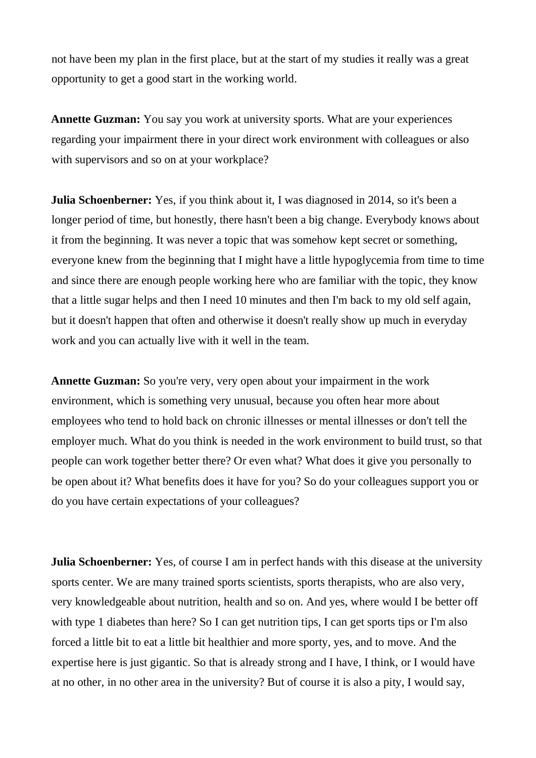not have been my plan in the first place, but at the start of my studies it really was a great opportunity to get a good start in the working world.

**Annette Guzman:** You say you work at university sports. What are your experiences regarding your impairment there in your direct work environment with colleagues or also with supervisors and so on at your workplace?

**Julia Schoenberner:** Yes, if you think about it, I was diagnosed in 2014, so it's been a longer period of time, but honestly, there hasn't been a big change. Everybody knows about it from the beginning. It was never a topic that was somehow kept secret or something, everyone knew from the beginning that I might have a little hypoglycemia from time to time and since there are enough people working here who are familiar with the topic, they know that a little sugar helps and then I need 10 minutes and then I'm back to my old self again, but it doesn't happen that often and otherwise it doesn't really show up much in everyday work and you can actually live with it well in the team.

**Annette Guzman:** So you're very, very open about your impairment in the work environment, which is something very unusual, because you often hear more about employees who tend to hold back on chronic illnesses or mental illnesses or don't tell the employer much. What do you think is needed in the work environment to build trust, so that people can work together better there? Or even what? What does it give you personally to be open about it? What benefits does it have for you? So do your colleagues support you or do you have certain expectations of your colleagues?

**Julia Schoenberner:** Yes, of course I am in perfect hands with this disease at the university sports center. We are many trained sports scientists, sports therapists, who are also very, very knowledgeable about nutrition, health and so on. And yes, where would I be better off with type 1 diabetes than here? So I can get nutrition tips, I can get sports tips or I'm also forced a little bit to eat a little bit healthier and more sporty, yes, and to move. And the expertise here is just gigantic. So that is already strong and I have, I think, or I would have at no other, in no other area in the university? But of course it is also a pity, I would say,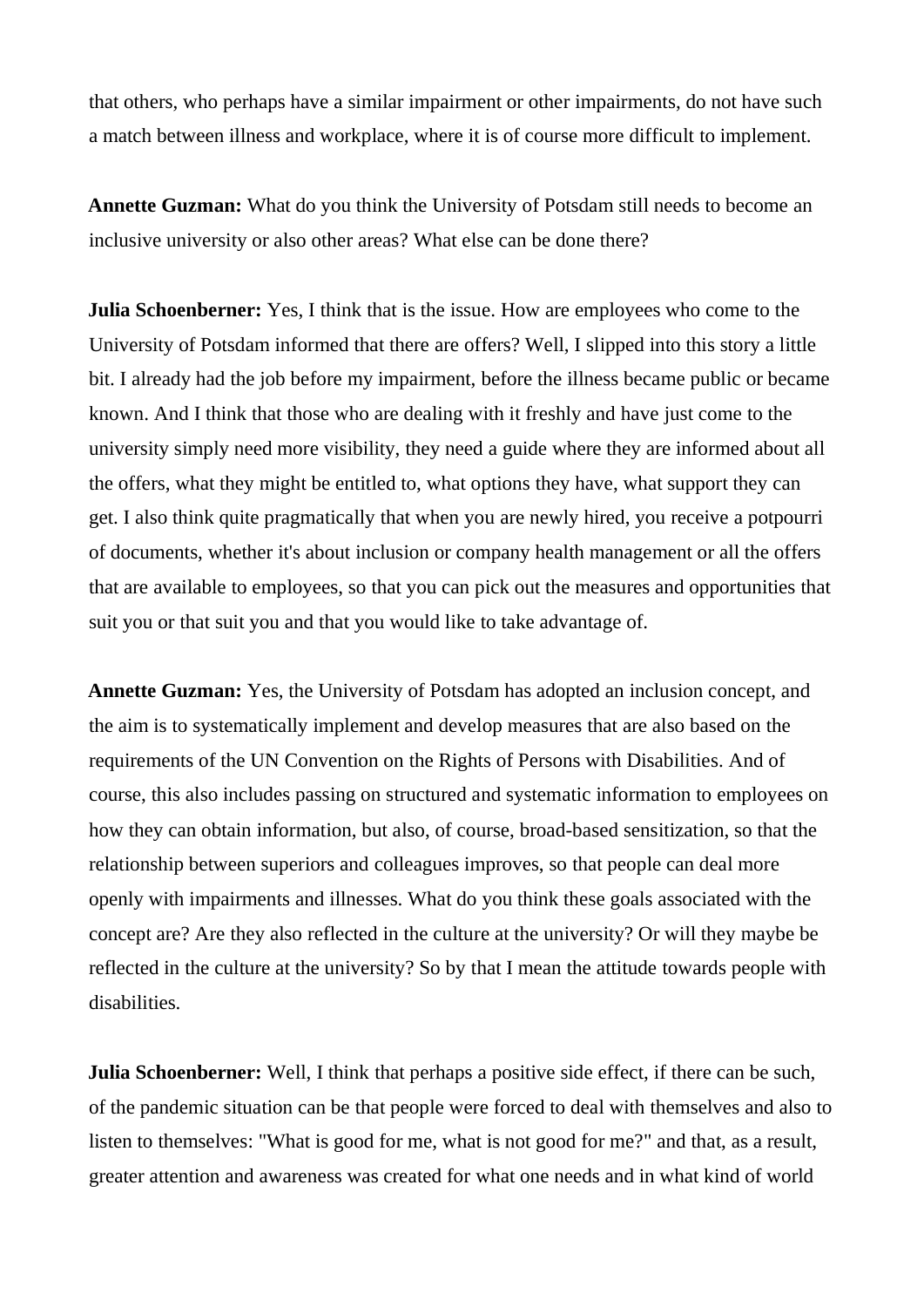that others, who perhaps have a similar impairment or other impairments, do not have such a match between illness and workplace, where it is of course more difficult to implement.

**Annette Guzman:** What do you think the University of Potsdam still needs to become an inclusive university or also other areas? What else can be done there?

**Julia Schoenberner:** Yes, I think that is the issue. How are employees who come to the University of Potsdam informed that there are offers? Well, I slipped into this story a little bit. I already had the job before my impairment, before the illness became public or became known. And I think that those who are dealing with it freshly and have just come to the university simply need more visibility, they need a guide where they are informed about all the offers, what they might be entitled to, what options they have, what support they can get. I also think quite pragmatically that when you are newly hired, you receive a potpourri of documents, whether it's about inclusion or company health management or all the offers that are available to employees, so that you can pick out the measures and opportunities that suit you or that suit you and that you would like to take advantage of.

**Annette Guzman:** Yes, the University of Potsdam has adopted an inclusion concept, and the aim is to systematically implement and develop measures that are also based on the requirements of the UN Convention on the Rights of Persons with Disabilities. And of course, this also includes passing on structured and systematic information to employees on how they can obtain information, but also, of course, broad-based sensitization, so that the relationship between superiors and colleagues improves, so that people can deal more openly with impairments and illnesses. What do you think these goals associated with the concept are? Are they also reflected in the culture at the university? Or will they maybe be reflected in the culture at the university? So by that I mean the attitude towards people with disabilities.

**Julia Schoenberner:** Well, I think that perhaps a positive side effect, if there can be such, of the pandemic situation can be that people were forced to deal with themselves and also to listen to themselves: "What is good for me, what is not good for me?" and that, as a result, greater attention and awareness was created for what one needs and in what kind of world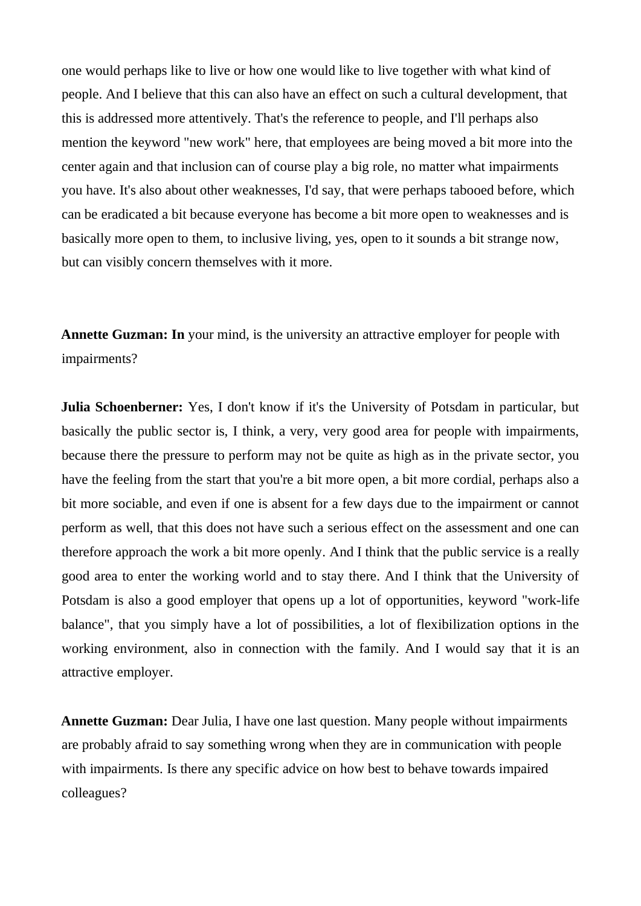one would perhaps like to live or how one would like to live together with what kind of people. And I believe that this can also have an effect on such a cultural development, that this is addressed more attentively. That's the reference to people, and I'll perhaps also mention the keyword "new work" here, that employees are being moved a bit more into the center again and that inclusion can of course play a big role, no matter what impairments you have. It's also about other weaknesses, I'd say, that were perhaps tabooed before, which can be eradicated a bit because everyone has become a bit more open to weaknesses and is basically more open to them, to inclusive living, yes, open to it sounds a bit strange now, but can visibly concern themselves with it more.

**Annette Guzman: In** your mind, is the university an attractive employer for people with impairments?

**Julia Schoenberner:** Yes, I don't know if it's the University of Potsdam in particular, but basically the public sector is, I think, a very, very good area for people with impairments, because there the pressure to perform may not be quite as high as in the private sector, you have the feeling from the start that you're a bit more open, a bit more cordial, perhaps also a bit more sociable, and even if one is absent for a few days due to the impairment or cannot perform as well, that this does not have such a serious effect on the assessment and one can therefore approach the work a bit more openly. And I think that the public service is a really good area to enter the working world and to stay there. And I think that the University of Potsdam is also a good employer that opens up a lot of opportunities, keyword "work-life balance", that you simply have a lot of possibilities, a lot of flexibilization options in the working environment, also in connection with the family. And I would say that it is an attractive employer.

**Annette Guzman:** Dear Julia, I have one last question. Many people without impairments are probably afraid to say something wrong when they are in communication with people with impairments. Is there any specific advice on how best to behave towards impaired colleagues?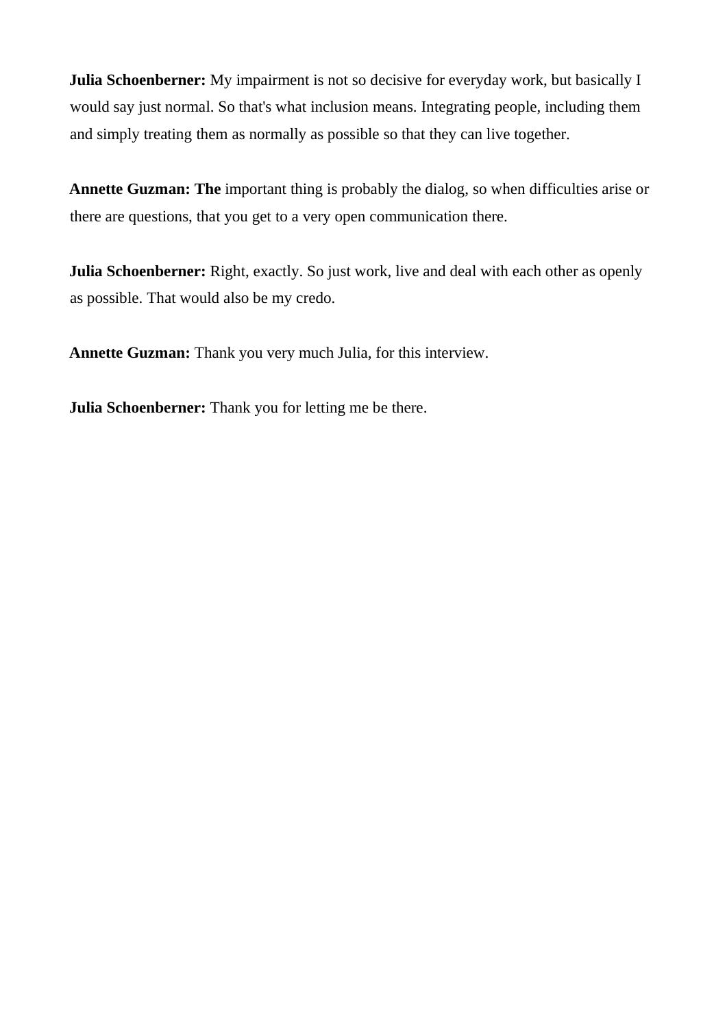**Julia Schoenberner:** My impairment is not so decisive for everyday work, but basically I would say just normal. So that's what inclusion means. Integrating people, including them and simply treating them as normally as possible so that they can live together.

**Annette Guzman: The** important thing is probably the dialog, so when difficulties arise or there are questions, that you get to a very open communication there.

**Julia Schoenberner:** Right, exactly. So just work, live and deal with each other as openly as possible. That would also be my credo.

**Annette Guzman:** Thank you very much Julia, for this interview.

**Julia Schoenberner:** Thank you for letting me be there.